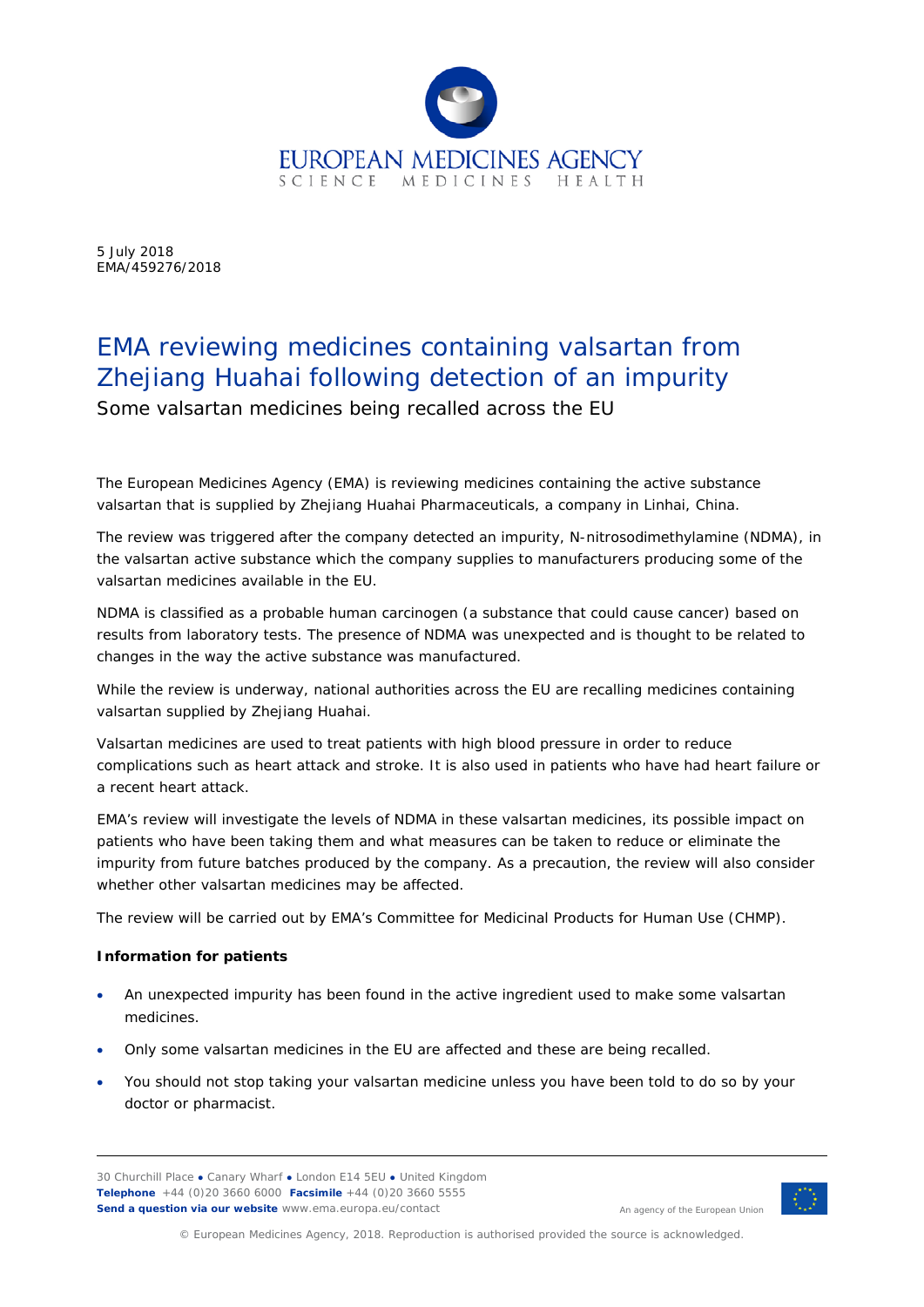EUROPEAN MEDICINES AGENCY
SCIENCE MEDICINES HEALTH

5 July 2018
EMA/459276/2018

# EMA reviewing medicines containing valsartan from Zhejiang Huahai following detection of an impurity

## Some valsartan medicines being recalled across the EU

The European Medicines Agency (EMA) is reviewing medicines containing the active substance valsartan that is supplied by Zhejiang Huahai Pharmaceuticals, a company in Linhai, China.

The review was triggered after the company detected an impurity, N-nitrosodimethylamine (NDMA), in the valsartan active substance which the company supplies to manufacturers producing some of the valsartan medicines available in the EU.

NDMA is classified as a probable human carcinogen (a substance that could cause cancer) based on results from laboratory tests. The presence of NDMA was unexpected and is thought to be related to changes in the way the active substance was manufactured.

While the review is underway, national authorities across the EU are recalling medicines containing valsartan supplied by Zhejiang Huahai.

Valsartan medicines are used to treat patients with high blood pressure in order to reduce complications such as heart attack and stroke. It is also used in patients who have had heart failure or a recent heart attack.

EMA's review will investigate the levels of NDMA in these valsartan medicines, its possible impact on patients who have been taking them and what measures can be taken to reduce or eliminate the impurity from future batches produced by the company. As a precaution, the review will also consider whether other valsartan medicines may be affected.

The review will be carried out by EMA's Committee for Medicinal Products for Human Use (CHMP).

**Information for patients**

- An unexpected impurity has been found in the active ingredient used to make some valsartan medicines.
- Only some valsartan medicines in the EU are affected and these are being recalled.
- You should not stop taking your valsartan medicine unless you have been told to do so by your doctor or pharmacist.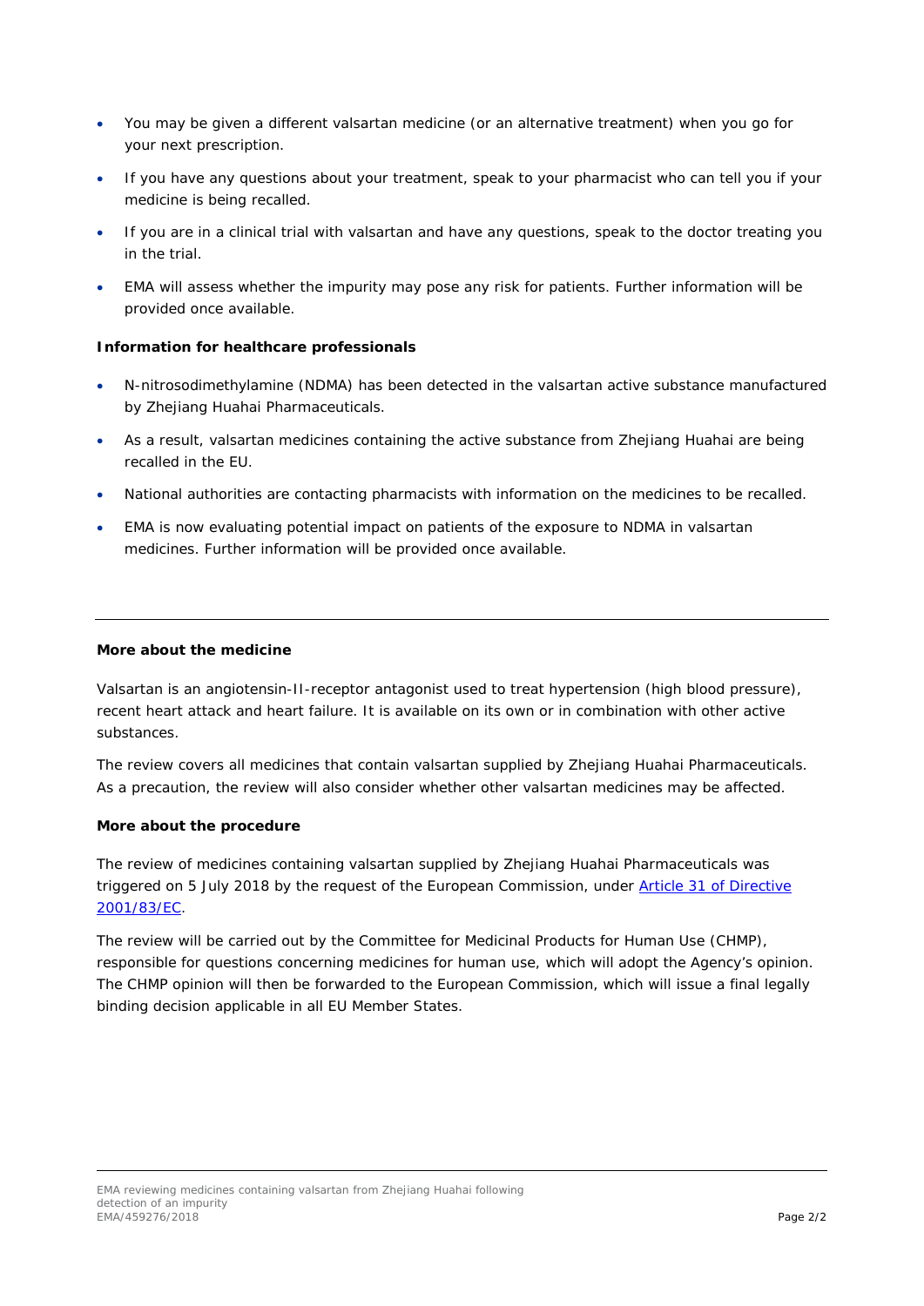- You may be given a different valsartan medicine (or an alternative treatment) when you go for your next prescription.
- If you have any questions about your treatment, speak to your pharmacist who can tell you if your medicine is being recalled.
- If you are in a clinical trial with valsartan and have any questions, speak to the doctor treating you in the trial.
- EMA will assess whether the impurity may pose any risk for patients. Further information will be provided once available.

**Information for healthcare professionals**

- N-nitrosodimethylamine (NDMA) has been detected in the valsartan active substance manufactured by Zhejiang Huahai Pharmaceuticals.
- As a result, valsartan medicines containing the active substance from Zhejiang Huahai are being recalled in the EU.
- National authorities are contacting pharmacists with information on the medicines to be recalled.
- EMA is now evaluating potential impact on patients of the exposure to NDMA in valsartan medicines. Further information will be provided once available.

---

**More about the medicine**

Valsartan is an angiotensin-II-receptor antagonist used to treat hypertension (high blood pressure), recent heart attack and heart failure. It is available on its own or in combination with other active substances.

The review covers all medicines that contain valsartan supplied by Zhejiang Huahai Pharmaceuticals. As a precaution, the review will also consider whether other valsartan medicines may be affected.

**More about the procedure**

The review of medicines containing valsartan supplied by Zhejiang Huahai Pharmaceuticals was triggered on 5 July 2018 by the request of the European Commission, under Article 31 of Directive 2001/83/EC.

The review will be carried out by the Committee for Medicinal Products for Human Use (CHMP), responsible for questions concerning medicines for human use, which will adopt the Agency's opinion. The CHMP opinion will then be forwarded to the European Commission, which will issue a final legally binding decision applicable in all EU Member States.